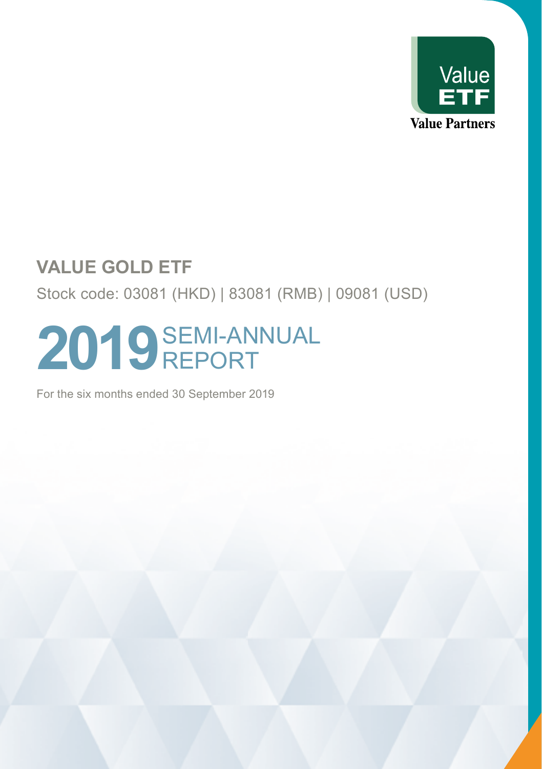Value ETF

Value Partners

# VALUE GOLD ETF

Stock code: 03081 (HKD) | 83081 (RMB) | 09081 (USD)

# 2019 SEMI-ANNUAL REPORT

For the six months ended 30 September 2019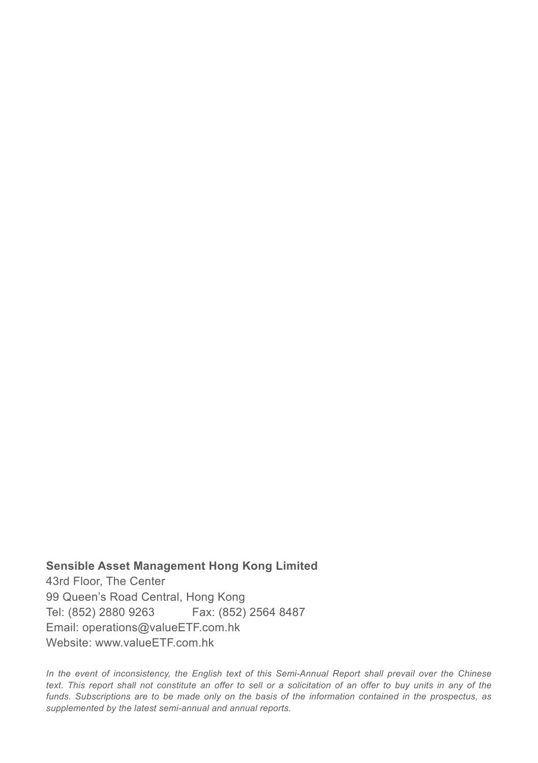**Sensible Asset Management Hong Kong Limited**

43rd Floor, The Center
99 Queen's Road Central, Hong Kong
Tel: (852) 2880 9263 Fax: (852) 2564 8487
Email: operations@valueETF.com.hk
Website: www.valueETF.com.hk

*In the event of inconsistency, the English text of this Semi-Annual Report shall prevail over the Chinese text. This report shall not constitute an offer to sell or a solicitation of an offer to buy units in any of the funds. Subscriptions are to be made only on the basis of the information contained in the prospectus, as supplemented by the latest semi-annual and annual reports.*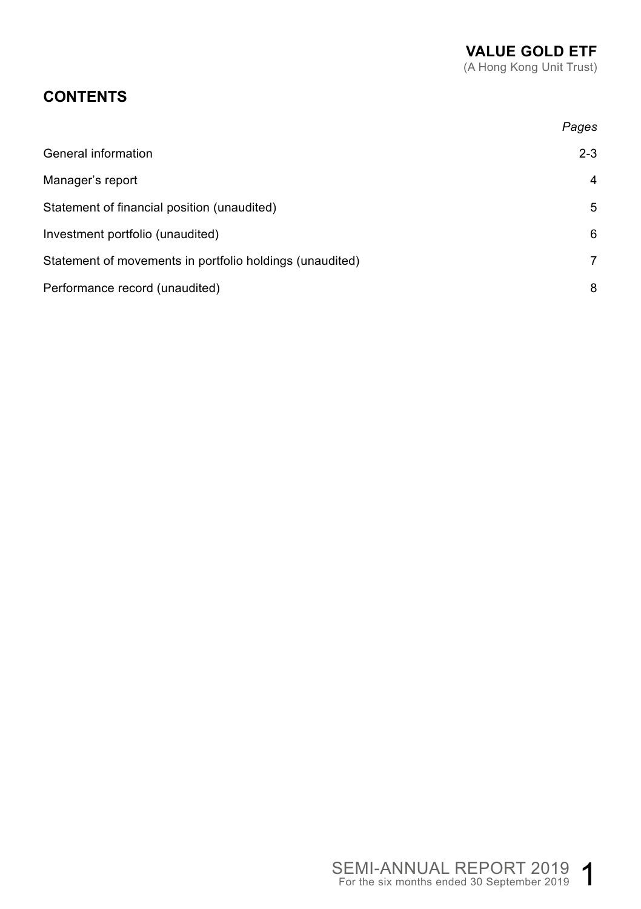**VALUE GOLD ETF**
(A Hong Kong Unit Trust)

## CONTENTS

| | *Pages* |
|---|---|
| General information | 2-3 |
| Manager's report | 4 |
| Statement of financial position (unaudited) | 5 |
| Investment portfolio (unaudited) | 6 |
| Statement of movements in portfolio holdings (unaudited) | 7 |
| Performance record (unaudited) | 8 |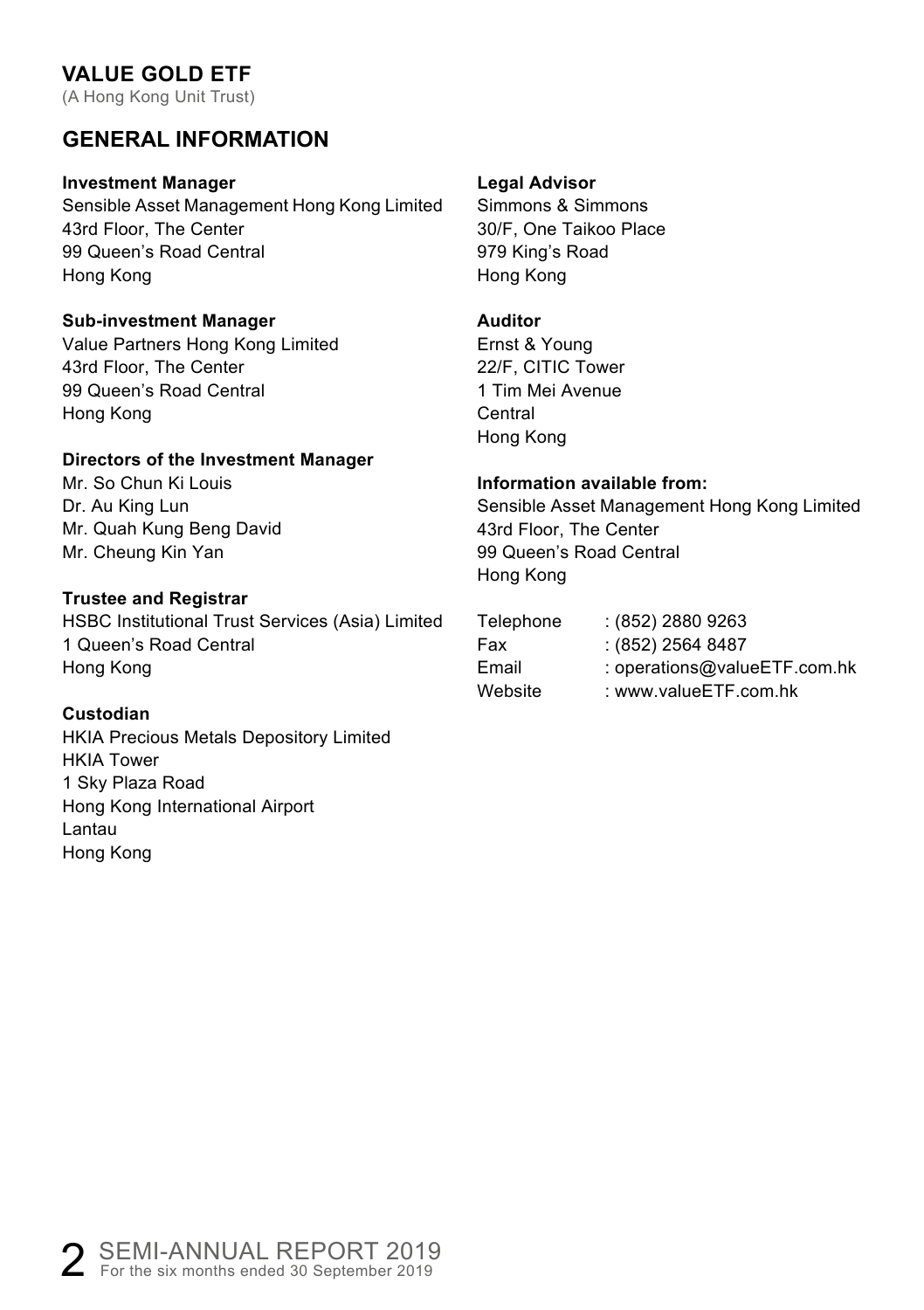# VALUE GOLD ETF

(A Hong Kong Unit Trust)

## GENERAL INFORMATION

**Investment Manager**
Sensible Asset Management Hong Kong Limited
43rd Floor, The Center
99 Queen's Road Central
Hong Kong

**Sub-investment Manager**
Value Partners Hong Kong Limited
43rd Floor, The Center
99 Queen's Road Central
Hong Kong

**Directors of the Investment Manager**
Mr. So Chun Ki Louis
Dr. Au King Lun
Mr. Quah Kung Beng David
Mr. Cheung Kin Yan

**Trustee and Registrar**
HSBC Institutional Trust Services (Asia) Limited
1 Queen's Road Central
Hong Kong

**Custodian**
HKIA Precious Metals Depository Limited
HKIA Tower
1 Sky Plaza Road
Hong Kong International Airport
Lantau
Hong Kong

**Legal Advisor**
Simmons & Simmons
30/F, One Taikoo Place
979 King's Road
Hong Kong

**Auditor**
Ernst & Young
22/F, CITIC Tower
1 Tim Mei Avenue
Central
Hong Kong

**Information available from:**
Sensible Asset Management Hong Kong Limited
43rd Floor, The Center
99 Queen's Road Central
Hong Kong

| | |
|---|---|
| Telephone | : (852) 2880 9263 |
| Fax | : (852) 2564 8487 |
| Email | : operations@valueETF.com.hk |
| Website | : www.valueETF.com.hk |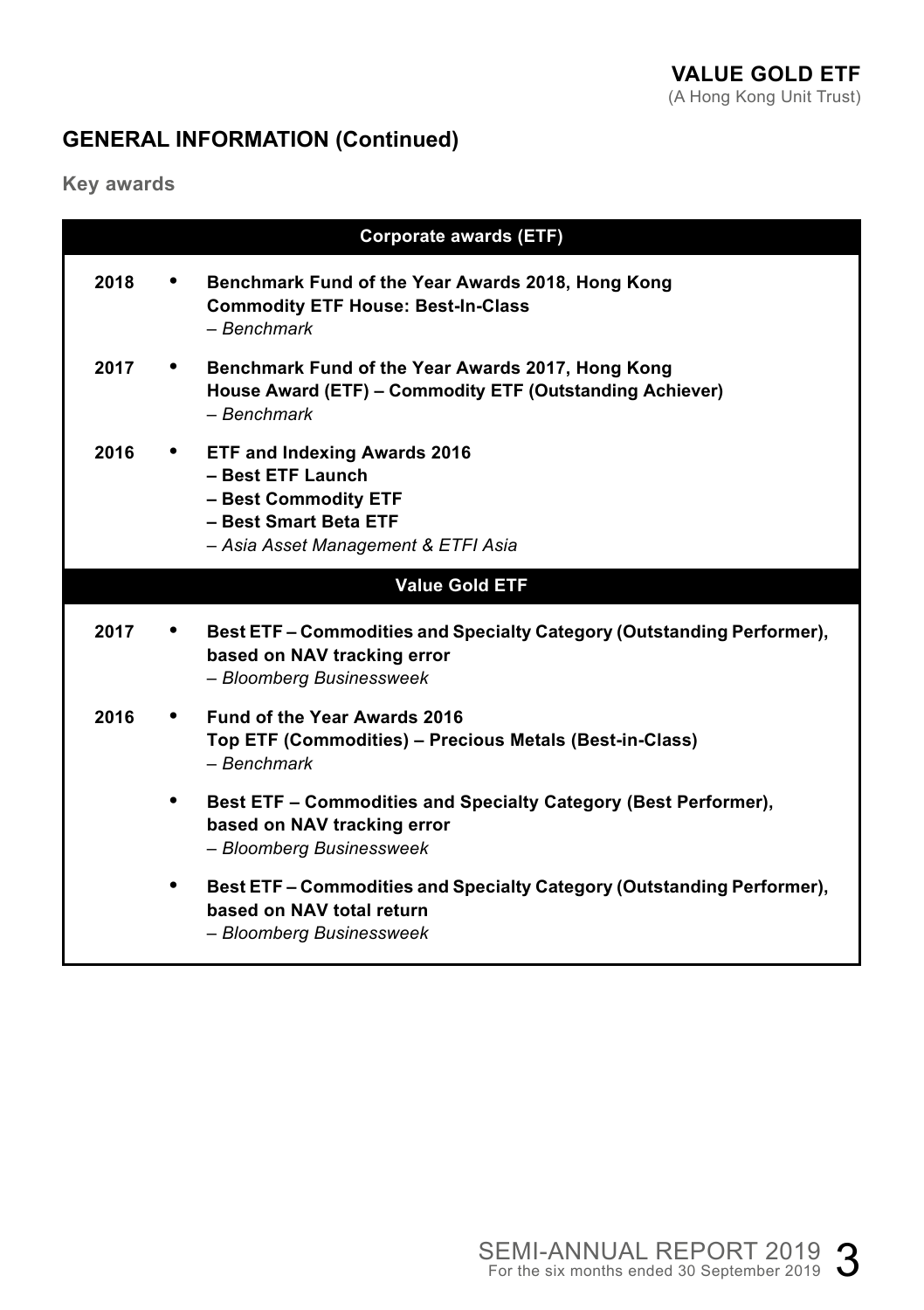## GENERAL INFORMATION (Continued)

### Key awards

| Corporate awards (ETF) | |
|---|---|
| 2018 | • **Benchmark Fund of the Year Awards 2018, Hong Kong**<br>**Commodity ETF House: Best-In-Class**<br>*– Benchmark* |
| 2017 | • **Benchmark Fund of the Year Awards 2017, Hong Kong**<br>**House Award (ETF) – Commodity ETF (Outstanding Achiever)**<br>*– Benchmark* |
| 2016 | • **ETF and Indexing Awards 2016**<br>**– Best ETF Launch**<br>**– Best Commodity ETF**<br>**– Best Smart Beta ETF**<br>*– Asia Asset Management & ETFI Asia* |
| **Value Gold ETF** | |
| 2017 | • **Best ETF – Commodities and Specialty Category (Outstanding Performer), based on NAV tracking error**<br>*– Bloomberg Businessweek* |
| 2016 | • **Fund of the Year Awards 2016**<br>**Top ETF (Commodities) – Precious Metals (Best-in-Class)**<br>*– Benchmark* |
| | • **Best ETF – Commodities and Specialty Category (Best Performer), based on NAV tracking error**<br>*– Bloomberg Businessweek* |
| | • **Best ETF – Commodities and Specialty Category (Outstanding Performer), based on NAV total return**<br>*– Bloomberg Businessweek* |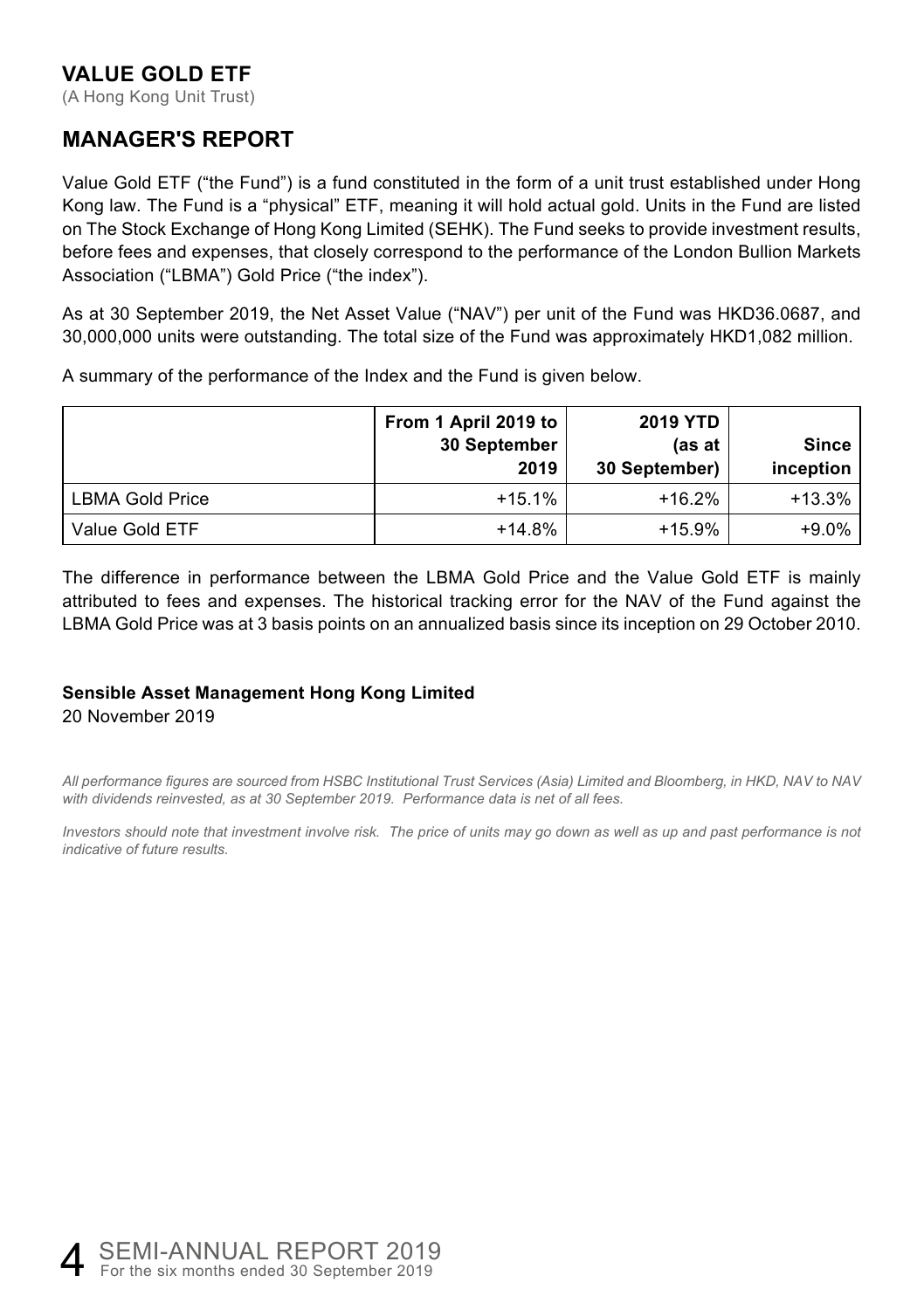# VALUE GOLD ETF

(A Hong Kong Unit Trust)

## MANAGER'S REPORT

Value Gold ETF ("the Fund") is a fund constituted in the form of a unit trust established under Hong Kong law. The Fund is a "physical" ETF, meaning it will hold actual gold. Units in the Fund are listed on The Stock Exchange of Hong Kong Limited (SEHK). The Fund seeks to provide investment results, before fees and expenses, that closely correspond to the performance of the London Bullion Markets Association ("LBMA") Gold Price ("the index").

As at 30 September 2019, the Net Asset Value ("NAV") per unit of the Fund was HKD36.0687, and 30,000,000 units were outstanding. The total size of the Fund was approximately HKD1,082 million.

A summary of the performance of the Index and the Fund is given below.

| | From 1 April 2019 to 30 September 2019 | 2019 YTD (as at 30 September) | Since inception |
|---|---|---|---|
| LBMA Gold Price | +15.1% | +16.2% | +13.3% |
| Value Gold ETF | +14.8% | +15.9% | +9.0% |

The difference in performance between the LBMA Gold Price and the Value Gold ETF is mainly attributed to fees and expenses. The historical tracking error for the NAV of the Fund against the LBMA Gold Price was at 3 basis points on an annualized basis since its inception on 29 October 2010.

**Sensible Asset Management Hong Kong Limited**

20 November 2019

*All performance figures are sourced from HSBC Institutional Trust Services (Asia) Limited and Bloomberg, in HKD, NAV to NAV with dividends reinvested, as at 30 September 2019. Performance data is net of all fees.*

*Investors should note that investment involve risk. The price of units may go down as well as up and past performance is not indicative of future results.*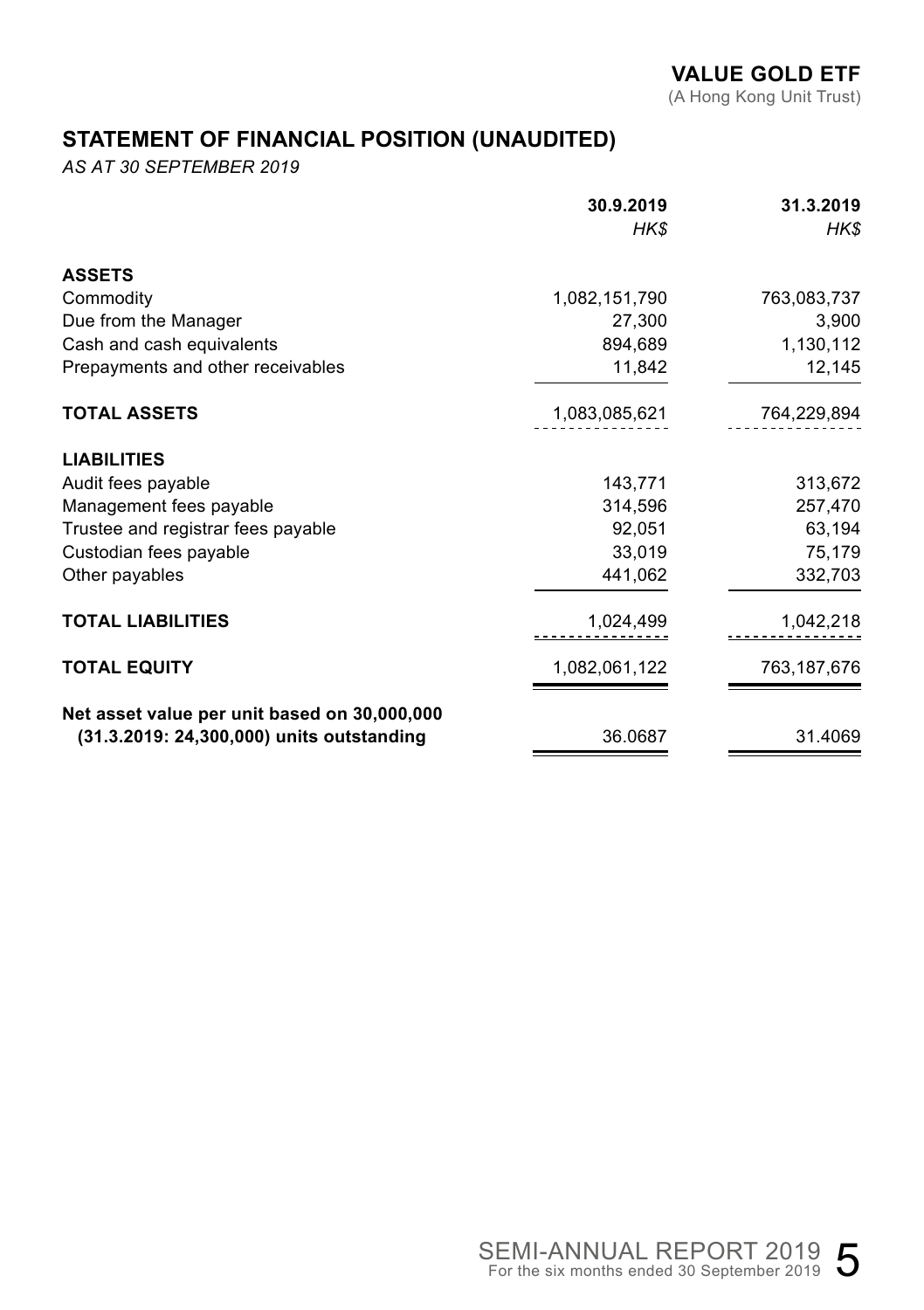**VALUE GOLD ETF**
(A Hong Kong Unit Trust)

## STATEMENT OF FINANCIAL POSITION (UNAUDITED)

*AS AT 30 SEPTEMBER 2019*

| | **30.9.2019** | **31.3.2019** |
|---|---|---|
| | *HK$* | *HK$* |
| **ASSETS** | | |
| Commodity | 1,082,151,790 | 763,083,737 |
| Due from the Manager | 27,300 | 3,900 |
| Cash and cash equivalents | 894,689 | 1,130,112 |
| Prepayments and other receivables | 11,842 | 12,145 |
| **TOTAL ASSETS** | 1,083,085,621 | 764,229,894 |
| **LIABILITIES** | | |
| Audit fees payable | 143,771 | 313,672 |
| Management fees payable | 314,596 | 257,470 |
| Trustee and registrar fees payable | 92,051 | 63,194 |
| Custodian fees payable | 33,019 | 75,179 |
| Other payables | 441,062 | 332,703 |
| **TOTAL LIABILITIES** | 1,024,499 | 1,042,218 |
| **TOTAL EQUITY** | 1,082,061,122 | 763,187,676 |
| **Net asset value per unit based on 30,000,000 (31.3.2019: 24,300,000) units outstanding** | 36.0687 | 31.4069 |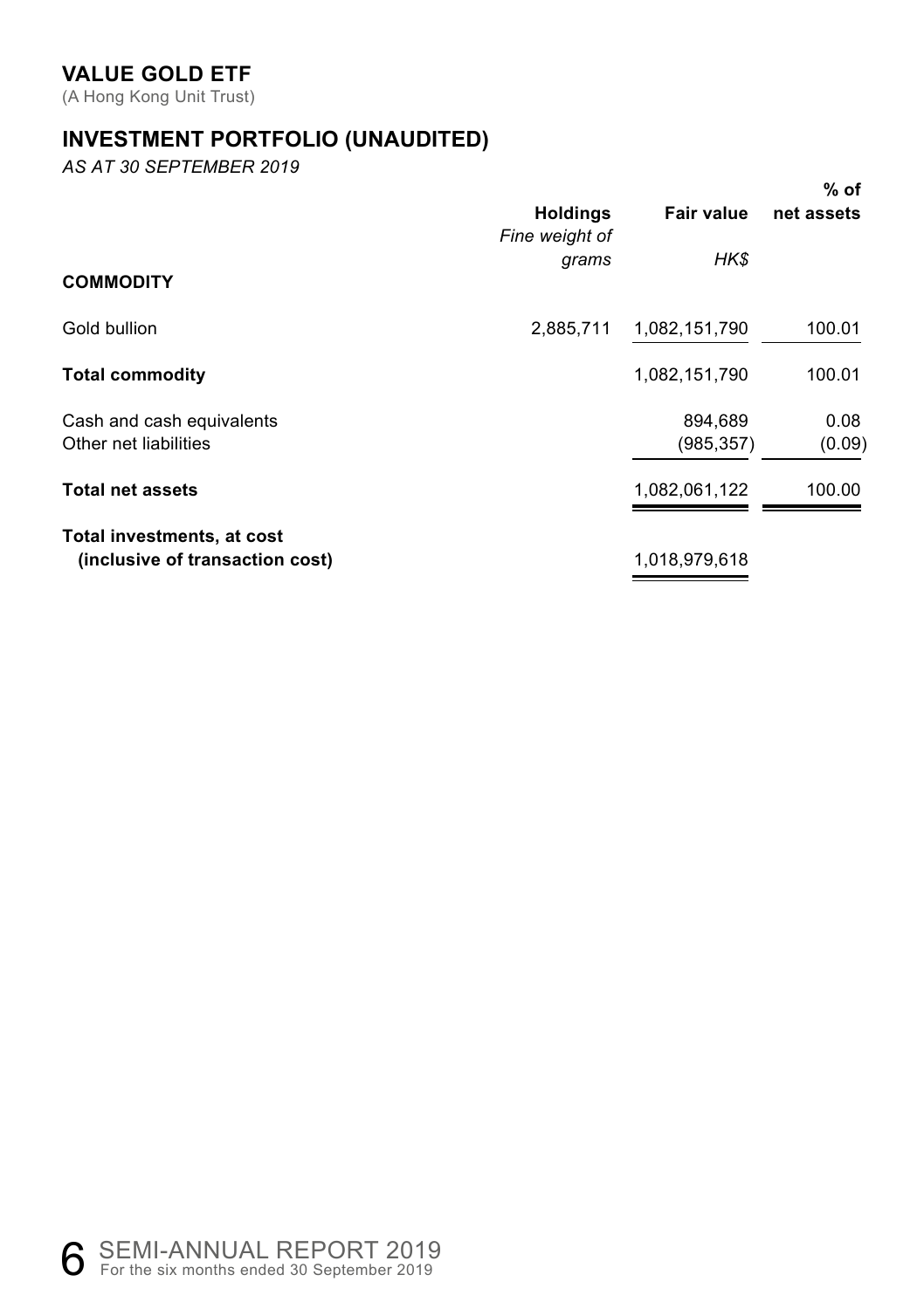# VALUE GOLD ETF

(A Hong Kong Unit Trust)

## INVESTMENT PORTFOLIO (UNAUDITED)

*AS AT 30 SEPTEMBER 2019*

| | Holdings | Fair value | % of net assets |
|---|---|---|---|
| | *Fine weight of grams* | *HK$* | |
| **COMMODITY** | | | |
| Gold bullion | 2,885,711 | 1,082,151,790 | 100.01 |
| **Total commodity** | | 1,082,151,790 | 100.01 |
| Cash and cash equivalents | | 894,689 | 0.08 |
| Other net liabilities | | (985,357) | (0.09) |
| **Total net assets** | | 1,082,061,122 | 100.00 |
| **Total investments, at cost (inclusive of transaction cost)** | | 1,018,979,618 | |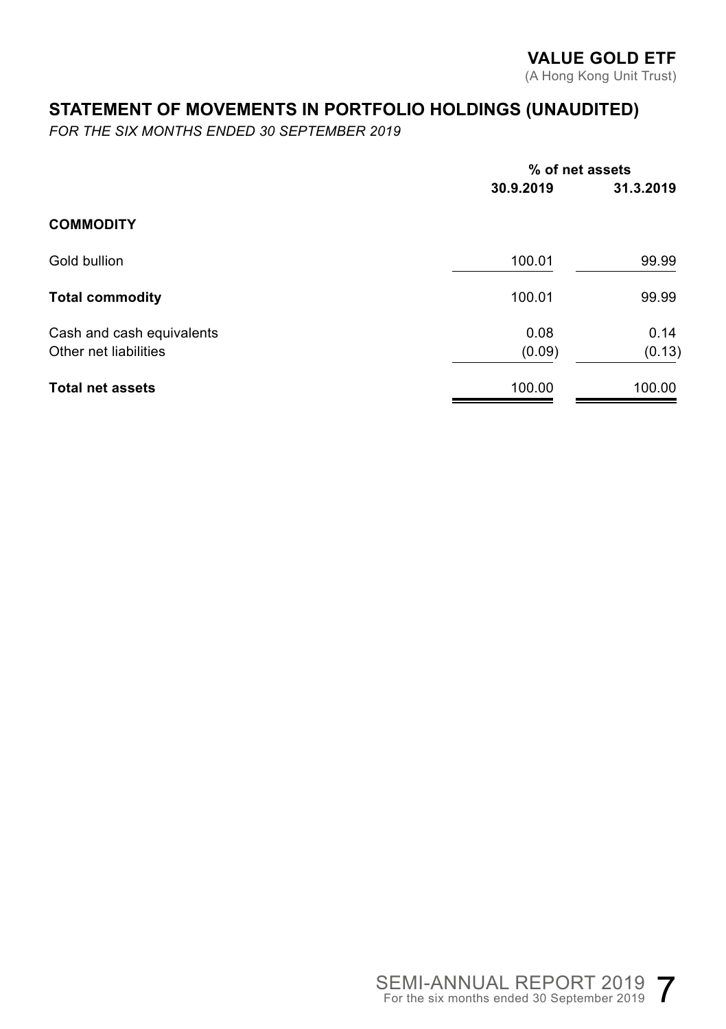**VALUE GOLD ETF**
(A Hong Kong Unit Trust)

## STATEMENT OF MOVEMENTS IN PORTFOLIO HOLDINGS (UNAUDITED)

*FOR THE SIX MONTHS ENDED 30 SEPTEMBER 2019*

| | % of net assets | |
|---|---|---|
| | **30.9.2019** | **31.3.2019** |
| **COMMODITY** | | |
| Gold bullion | 100.01 | 99.99 |
| **Total commodity** | 100.01 | 99.99 |
| Cash and cash equivalents | 0.08 | 0.14 |
| Other net liabilities | (0.09) | (0.13) |
| **Total net assets** | 100.00 | 100.00 |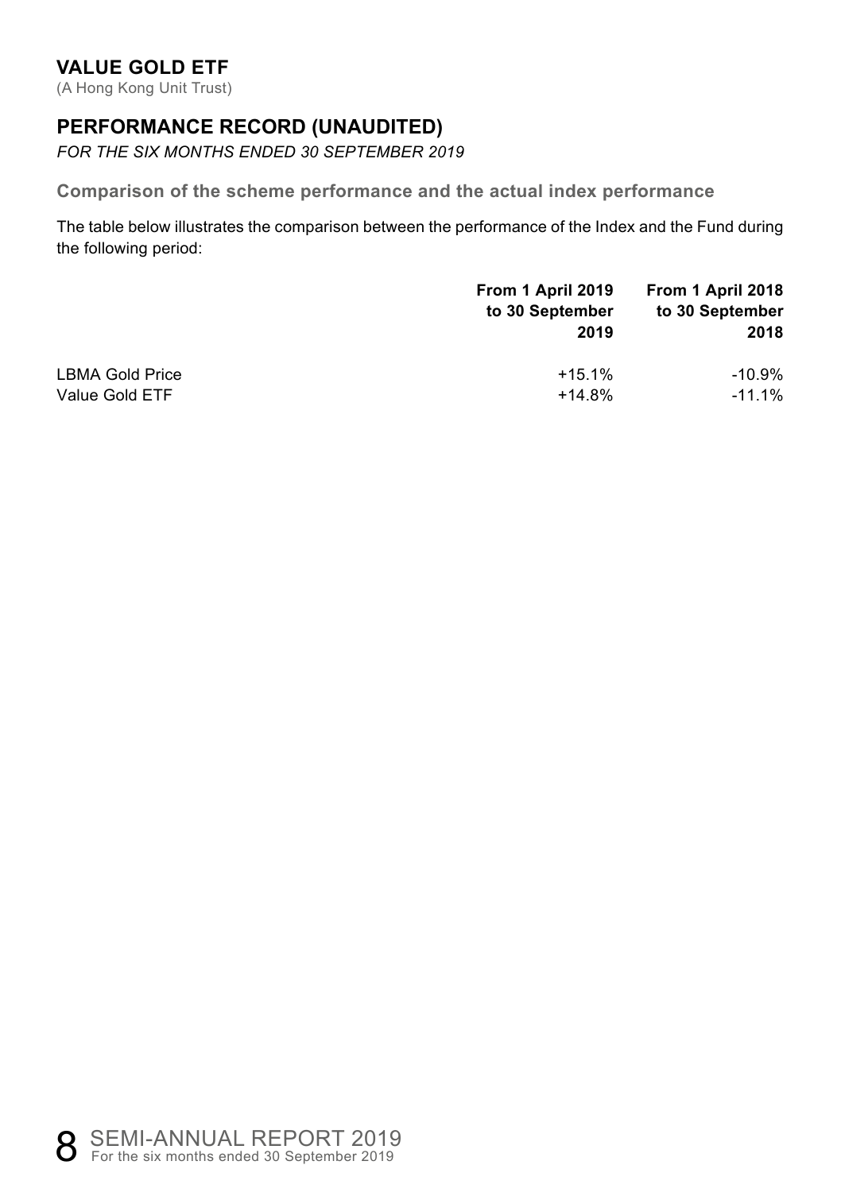# VALUE GOLD ETF

(A Hong Kong Unit Trust)

## PERFORMANCE RECORD (UNAUDITED)

*FOR THE SIX MONTHS ENDED 30 SEPTEMBER 2019*

### Comparison of the scheme performance and the actual index performance

The table below illustrates the comparison between the performance of the Index and the Fund during the following period:

| | From 1 April 2019 to 30 September 2019 | From 1 April 2018 to 30 September 2018 |
|---|---|---|
| LBMA Gold Price | +15.1% | -10.9% |
| Value Gold ETF | +14.8% | -11.1% |